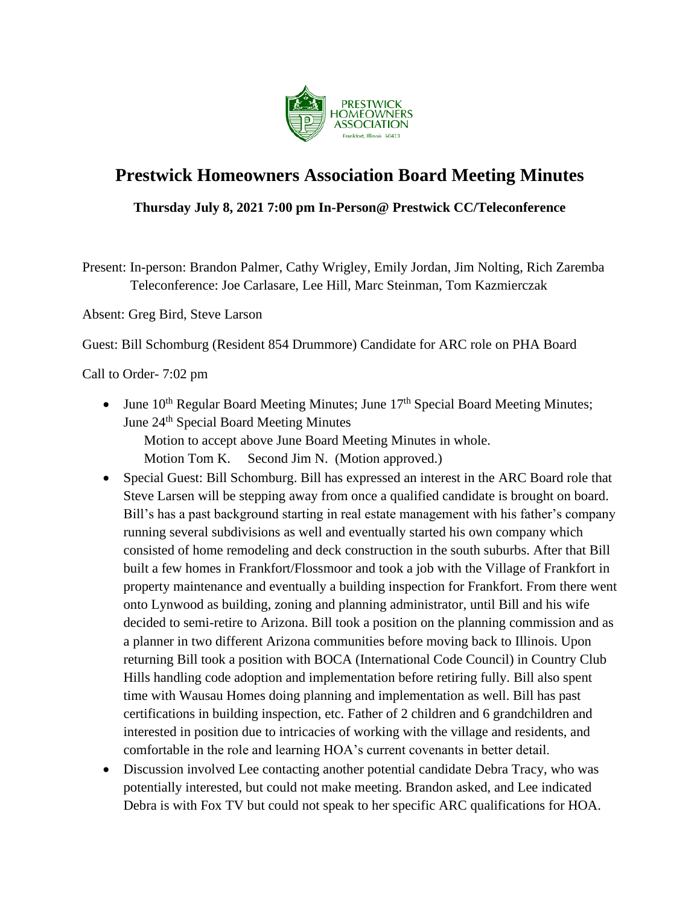PRESTWICK HOMEOWNERS ASSOCIATION
Frankfort, Illinois 60423

# Prestwick Homeowners Association Board Meeting Minutes

**Thursday July 8, 2021 7:00 pm In-Person@ Prestwick CC/Teleconference**

Present: In-person: Brandon Palmer, Cathy Wrigley, Emily Jordan, Jim Nolting, Rich Zaremba
Teleconference: Joe Carlasare, Lee Hill, Marc Steinman, Tom Kazmierczak

Absent: Greg Bird, Steve Larson

Guest: Bill Schomburg (Resident 854 Drummore) Candidate for ARC role on PHA Board

Call to Order- 7:02 pm

- June 10th Regular Board Meeting Minutes; June 17th Special Board Meeting Minutes; June 24th Special Board Meeting Minutes
  Motion to accept above June Board Meeting Minutes in whole.
  Motion Tom K. Second Jim N. (Motion approved.)
- Special Guest: Bill Schomburg. Bill has expressed an interest in the ARC Board role that Steve Larsen will be stepping away from once a qualified candidate is brought on board. Bill's has a past background starting in real estate management with his father's company running several subdivisions as well and eventually started his own company which consisted of home remodeling and deck construction in the south suburbs. After that Bill built a few homes in Frankfort/Flossmoor and took a job with the Village of Frankfort in property maintenance and eventually a building inspection for Frankfort. From there went onto Lynwood as building, zoning and planning administrator, until Bill and his wife decided to semi-retire to Arizona. Bill took a position on the planning commission and as a planner in two different Arizona communities before moving back to Illinois. Upon returning Bill took a position with BOCA (International Code Council) in Country Club Hills handling code adoption and implementation before retiring fully. Bill also spent time with Wausau Homes doing planning and implementation as well. Bill has past certifications in building inspection, etc. Father of 2 children and 6 grandchildren and interested in position due to intricacies of working with the village and residents, and comfortable in the role and learning HOA's current covenants in better detail.
- Discussion involved Lee contacting another potential candidate Debra Tracy, who was potentially interested, but could not make meeting. Brandon asked, and Lee indicated Debra is with Fox TV but could not speak to her specific ARC qualifications for HOA.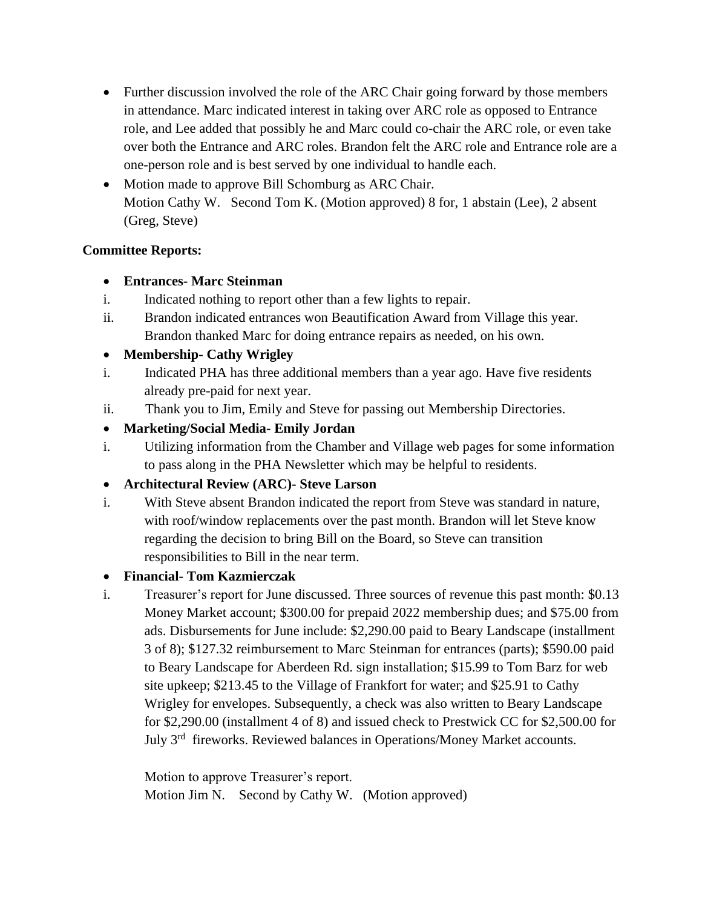- Further discussion involved the role of the ARC Chair going forward by those members in attendance. Marc indicated interest in taking over ARC role as opposed to Entrance role, and Lee added that possibly he and Marc could co-chair the ARC role, or even take over both the Entrance and ARC roles. Brandon felt the ARC role and Entrance role are a one-person role and is best served by one individual to handle each.
- Motion made to approve Bill Schomburg as ARC Chair.
  Motion Cathy W. Second Tom K. (Motion approved) 8 for, 1 abstain (Lee), 2 absent (Greg, Steve)

**Committee Reports:**

- **Entrances- Marc Steinman**

i. Indicated nothing to report other than a few lights to repair.

ii. Brandon indicated entrances won Beautification Award from Village this year. Brandon thanked Marc for doing entrance repairs as needed, on his own.

- **Membership- Cathy Wrigley**

i. Indicated PHA has three additional members than a year ago. Have five residents already pre-paid for next year.

ii. Thank you to Jim, Emily and Steve for passing out Membership Directories.

- **Marketing/Social Media- Emily Jordan**

i. Utilizing information from the Chamber and Village web pages for some information to pass along in the PHA Newsletter which may be helpful to residents.

- **Architectural Review (ARC)- Steve Larson**

i. With Steve absent Brandon indicated the report from Steve was standard in nature, with roof/window replacements over the past month. Brandon will let Steve know regarding the decision to bring Bill on the Board, so Steve can transition responsibilities to Bill in the near term.

- **Financial- Tom Kazmierczak**

i. Treasurer's report for June discussed. Three sources of revenue this past month: $0.13 Money Market account; $300.00 for prepaid 2022 membership dues; and $75.00 from ads. Disbursements for June include: $2,290.00 paid to Beary Landscape (installment 3 of 8); $127.32 reimbursement to Marc Steinman for entrances (parts); $590.00 paid to Beary Landscape for Aberdeen Rd. sign installation; $15.99 to Tom Barz for web site upkeep; $213.45 to the Village of Frankfort for water; and $25.91 to Cathy Wrigley for envelopes. Subsequently, a check was also written to Beary Landscape for $2,290.00 (installment 4 of 8) and issued check to Prestwick CC for $2,500.00 for July 3rd fireworks. Reviewed balances in Operations/Money Market accounts.

Motion to approve Treasurer's report.
Motion Jim N. Second by Cathy W. (Motion approved)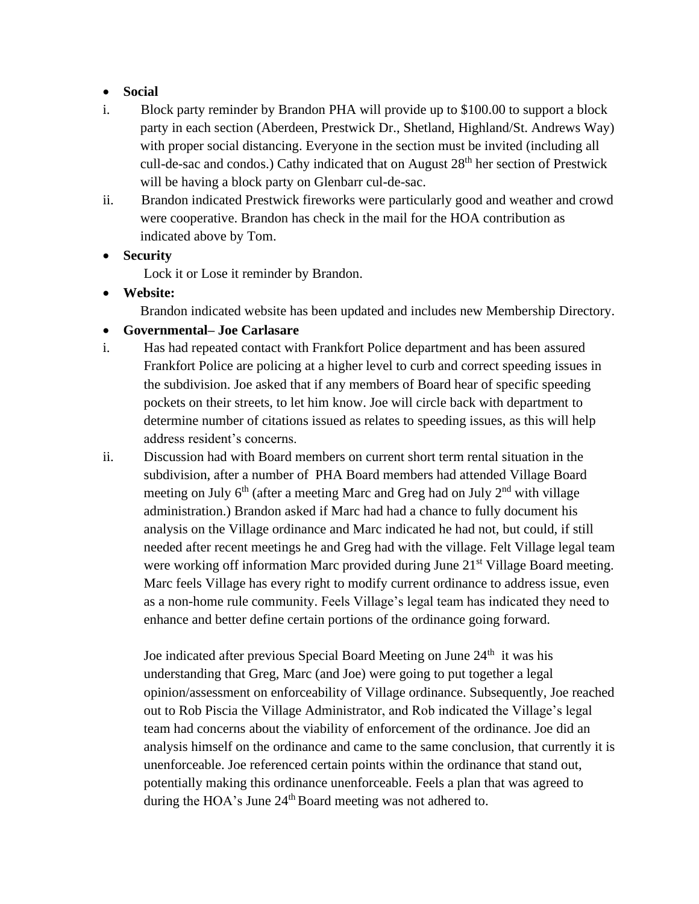- **Social**

i. Block party reminder by Brandon PHA will provide up to $100.00 to support a block party in each section (Aberdeen, Prestwick Dr., Shetland, Highland/St. Andrews Way) with proper social distancing. Everyone in the section must be invited (including all cull-de-sac and condos.) Cathy indicated that on August 28th her section of Prestwick will be having a block party on Glenbarr cul-de-sac.

ii. Brandon indicated Prestwick fireworks were particularly good and weather and crowd were cooperative. Brandon has check in the mail for the HOA contribution as indicated above by Tom.

- **Security**

  Lock it or Lose it reminder by Brandon.

- **Website:**

  Brandon indicated website has been updated and includes new Membership Directory.

- **Governmental– Joe Carlasare**

i. Has had repeated contact with Frankfort Police department and has been assured Frankfort Police are policing at a higher level to curb and correct speeding issues in the subdivision. Joe asked that if any members of Board hear of specific speeding pockets on their streets, to let him know. Joe will circle back with department to determine number of citations issued as relates to speeding issues, as this will help address resident's concerns.

ii. Discussion had with Board members on current short term rental situation in the subdivision, after a number of PHA Board members had attended Village Board meeting on July 6th (after a meeting Marc and Greg had on July 2nd with village administration.) Brandon asked if Marc had had a chance to fully document his analysis on the Village ordinance and Marc indicated he had not, but could, if still needed after recent meetings he and Greg had with the village. Felt Village legal team were working off information Marc provided during June 21st Village Board meeting. Marc feels Village has every right to modify current ordinance to address issue, even as a non-home rule community. Feels Village's legal team has indicated they need to enhance and better define certain portions of the ordinance going forward.

Joe indicated after previous Special Board Meeting on June 24th it was his understanding that Greg, Marc (and Joe) were going to put together a legal opinion/assessment on enforceability of Village ordinance. Subsequently, Joe reached out to Rob Piscia the Village Administrator, and Rob indicated the Village's legal team had concerns about the viability of enforcement of the ordinance. Joe did an analysis himself on the ordinance and came to the same conclusion, that currently it is unenforceable. Joe referenced certain points within the ordinance that stand out, potentially making this ordinance unenforceable. Feels a plan that was agreed to during the HOA's June 24th Board meeting was not adhered to.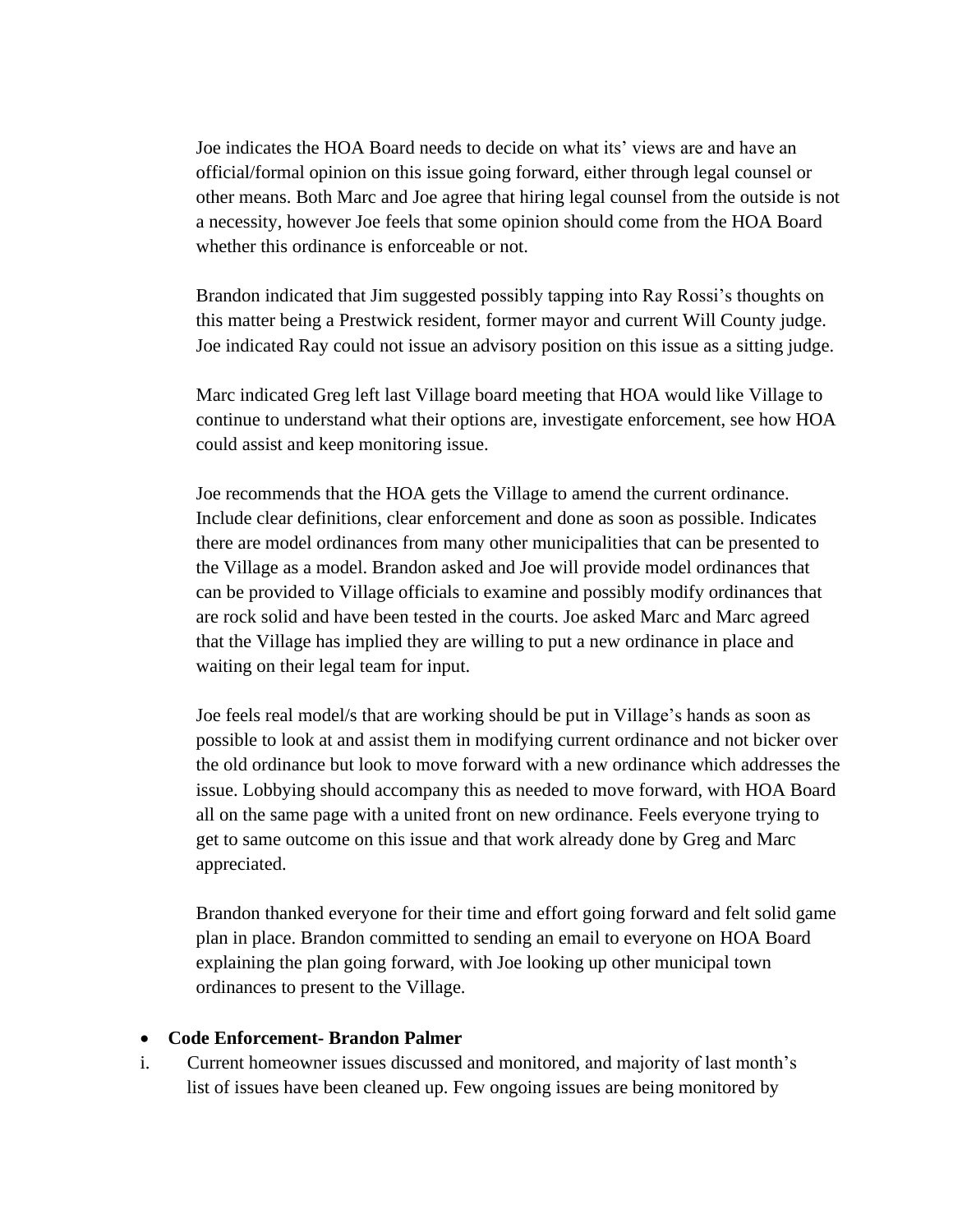Joe indicates the HOA Board needs to decide on what its' views are and have an official/formal opinion on this issue going forward, either through legal counsel or other means. Both Marc and Joe agree that hiring legal counsel from the outside is not a necessity, however Joe feels that some opinion should come from the HOA Board whether this ordinance is enforceable or not.

Brandon indicated that Jim suggested possibly tapping into Ray Rossi's thoughts on this matter being a Prestwick resident, former mayor and current Will County judge. Joe indicated Ray could not issue an advisory position on this issue as a sitting judge.

Marc indicated Greg left last Village board meeting that HOA would like Village to continue to understand what their options are, investigate enforcement, see how HOA could assist and keep monitoring issue.

Joe recommends that the HOA gets the Village to amend the current ordinance. Include clear definitions, clear enforcement and done as soon as possible. Indicates there are model ordinances from many other municipalities that can be presented to the Village as a model. Brandon asked and Joe will provide model ordinances that can be provided to Village officials to examine and possibly modify ordinances that are rock solid and have been tested in the courts. Joe asked Marc and Marc agreed that the Village has implied they are willing to put a new ordinance in place and waiting on their legal team for input.

Joe feels real model/s that are working should be put in Village's hands as soon as possible to look at and assist them in modifying current ordinance and not bicker over the old ordinance but look to move forward with a new ordinance which addresses the issue. Lobbying should accompany this as needed to move forward, with HOA Board all on the same page with a united front on new ordinance. Feels everyone trying to get to same outcome on this issue and that work already done by Greg and Marc appreciated.

Brandon thanked everyone for their time and effort going forward and felt solid game plan in place. Brandon committed to sending an email to everyone on HOA Board explaining the plan going forward, with Joe looking up other municipal town ordinances to present to the Village.

- **Code Enforcement- Brandon Palmer**

i. Current homeowner issues discussed and monitored, and majority of last month's list of issues have been cleaned up. Few ongoing issues are being monitored by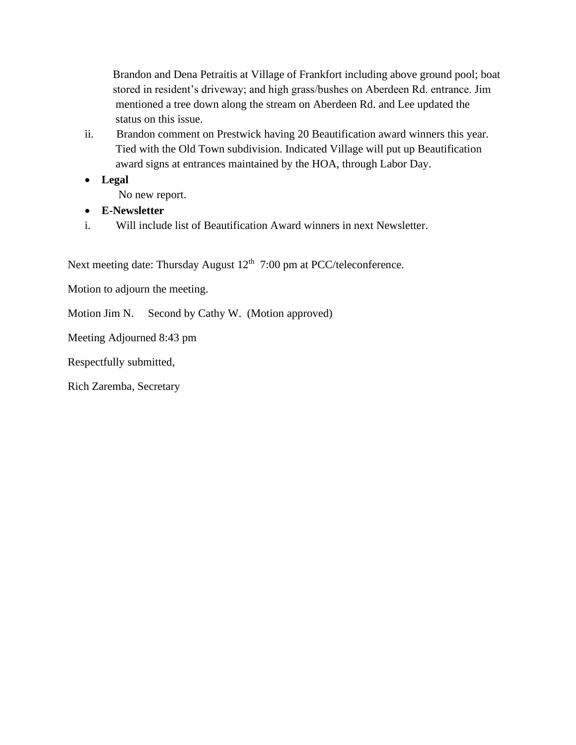Brandon and Dena Petraitis at Village of Frankfort including above ground pool; boat stored in resident's driveway; and high grass/bushes on Aberdeen Rd. entrance. Jim mentioned a tree down along the stream on Aberdeen Rd. and Lee updated the status on this issue.

ii. Brandon comment on Prestwick having 20 Beautification award winners this year. Tied with the Old Town subdivision. Indicated Village will put up Beautification award signs at entrances maintained by the HOA, through Labor Day.

- **Legal**

  No new report.

- **E-Newsletter**

i. Will include list of Beautification Award winners in next Newsletter.

Next meeting date: Thursday August 12th 7:00 pm at PCC/teleconference.

Motion to adjourn the meeting.

Motion Jim N. Second by Cathy W. (Motion approved)

Meeting Adjourned 8:43 pm

Respectfully submitted,

Rich Zaremba, Secretary